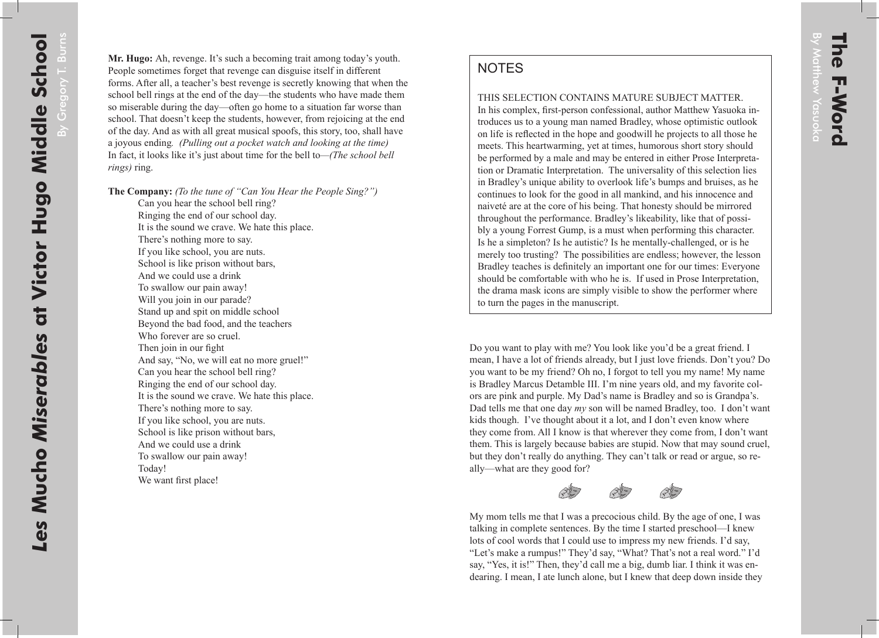**Mr. Hugo:** Ah, revenge. It's such a becoming trait among today's youth. People sometimes forget that revenge can disguise itself in different forms. After all, a teacher's best revenge is secretly knowing that when the school bell rings at the end of the day—the students who have made them so miserable during the day—often go home to a situation far worse than school. That doesn't keep the students, however, from rejoicing at the end of the day. And as with all great musical spoofs, this story, too, shall have a joyous ending. *(Pulling out a pocket watch and looking at the time)* In fact, it looks like it's just about time for the bell to—*(The school bell rings)* ring.

**The Company:** *(To the tune of "Can You Hear the People Sing?")*

Can you hear the school bell ring?
Ringing the end of our school day.
It is the sound we crave. We hate this place.
There's nothing more to say.
If you like school, you are nuts.
School is like prison without bars,
And we could use a drink
To swallow our pain away!
Will you join in our parade?
Stand up and spit on middle school
Beyond the bad food, and the teachers
Who forever are so cruel.
Then join in our fight
And say, "No, we will eat no more gruel!"
Can you hear the school bell ring?
Ringing the end of our school day.
It is the sound we crave. We hate this place.
There's nothing more to say.
If you like school, you are nuts.
School is like prison without bars,
And we could use a drink
To swallow our pain away!
Today!
We want first place!

# The F-Word

By Matthew Yasuoka

## NOTES

THIS SELECTION CONTAINS MATURE SUBJECT MATTER.
In his complex, first-person confessional, author Matthew Yasuoka introduces us to a young man named Bradley, whose optimistic outlook on life is reflected in the hope and goodwill he projects to all those he meets. This heartwarming, yet at times, humorous short story should be performed by a male and may be entered in either Prose Interpretation or Dramatic Interpretation. The universality of this selection lies in Bradley's unique ability to overlook life's bumps and bruises, as he continues to look for the good in all mankind, and his innocence and naiveté are at the core of his being. That honesty should be mirrored throughout the performance. Bradley's likeability, like that of possibly a young Forrest Gump, is a must when performing this character. Is he a simpleton? Is he autistic? Is he mentally-challenged, or is he merely too trusting? The possibilities are endless; however, the lesson Bradley teaches is definitely an important one for our times: Everyone should be comfortable with who he is. If used in Prose Interpretation, the drama mask icons are simply visible to show the performer where to turn the pages in the manuscript.

Do you want to play with me? You look like you'd be a great friend. I mean, I have a lot of friends already, but I just love friends. Don't you? Do you want to be my friend? Oh no, I forgot to tell you my name! My name is Bradley Marcus Detamble III. I'm nine years old, and my favorite colors are pink and purple. My Dad's name is Bradley and so is Grandpa's. Dad tells me that one day *my* son will be named Bradley, too. I don't want kids though. I've thought about it a lot, and I don't even know where they come from. All I know is that wherever they come from, I don't want them. This is largely because babies are stupid. Now that may sound cruel, but they don't really do anything. They can't talk or read or argue, so really—what are they good for?

My mom tells me that I was a precocious child. By the age of one, I was talking in complete sentences. By the time I started preschool—I knew lots of cool words that I could use to impress my new friends. I'd say, "Let's make a rumpus!" They'd say, "What? That's not a real word." I'd say, "Yes, it is!" Then, they'd call me a big, dumb liar. I think it was endearing. I mean, I ate lunch alone, but I knew that deep down inside they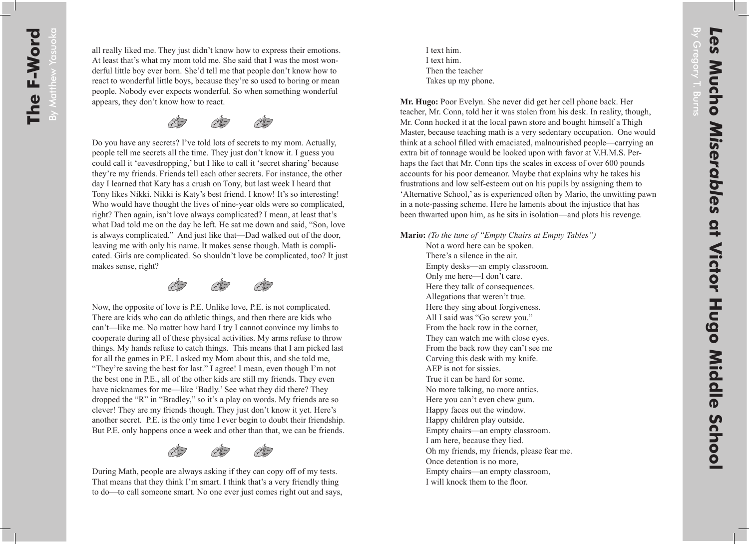all really liked me. They just didn't know how to express their emotions. At least that's what my mom told me. She said that I was the most wonderful little boy ever born. She'd tell me that people don't know how to react to wonderful little boys, because they're so used to boring or mean people. Nobody ever expects wonderful. So when something wonderful appears, they don't know how to react.

Do you have any secrets? I've told lots of secrets to my mom. Actually, people tell me secrets all the time. They just don't know it. I guess you could call it 'eavesdropping,' but I like to call it 'secret sharing' because they're my friends. Friends tell each other secrets. For instance, the other day I learned that Katy has a crush on Tony, but last week I heard that Tony likes Nikki. Nikki is Katy's best friend. I know! It's so interesting! Who would have thought the lives of nine-year olds were so complicated, right? Then again, isn't love always complicated? I mean, at least that's what Dad told me on the day he left. He sat me down and said, "Son, love is always complicated." And just like that—Dad walked out of the door, leaving me with only his name. It makes sense though. Math is complicated. Girls are complicated. So shouldn't love be complicated, too? It just makes sense, right?

Now, the opposite of love is P.E. Unlike love, P.E. is not complicated. There are kids who can do athletic things, and then there are kids who can't—like me. No matter how hard I try I cannot convince my limbs to cooperate during all of these physical activities. My arms refuse to throw things. My hands refuse to catch things. This means that I am picked last for all the games in P.E. I asked my Mom about this, and she told me, "They're saving the best for last." I agree! I mean, even though I'm not the best one in P.E., all of the other kids are still my friends. They even have nicknames for me—like 'Badly.' See what they did there? They dropped the "R" in "Bradley," so it's a play on words. My friends are so clever! They are my friends though. They just don't know it yet. Here's another secret. P.E. is the only time I ever begin to doubt their friendship. But P.E. only happens once a week and other than that, we can be friends.

During Math, people are always asking if they can copy off of my tests. That means that they think I'm smart. I think that's a very friendly thing to do—to call someone smart. No one ever just comes right out and says,

> I text him.
> I text him.
> Then the teacher
> Takes up my phone.

**Mr. Hugo:** Poor Evelyn. She never did get her cell phone back. Her teacher, Mr. Conn, told her it was stolen from his desk. In reality, though, Mr. Conn hocked it at the local pawn store and bought himself a Thigh Master, because teaching math is a very sedentary occupation. One would think at a school filled with emaciated, malnourished people—carrying an extra bit of tonnage would be looked upon with favor at V.H.M.S. Perhaps the fact that Mr. Conn tips the scales in excess of over 600 pounds accounts for his poor demeanor. Maybe that explains why he takes his frustrations and low self-esteem out on his pupils by assigning them to 'Alternative School,' as is experienced often by Mario, the unwitting pawn in a note-passing scheme. Here he laments about the injustice that has been thwarted upon him, as he sits in isolation—and plots his revenge.

**Mario:** *(To the tune of "Empty Chairs at Empty Tables")*

> Not a word here can be spoken.
> There's a silence in the air.
> Empty desks—an empty classroom.
> Only me here—I don't care.
> Here they talk of consequences.
> Allegations that weren't true.
> Here they sing about forgiveness.
> All I said was "Go screw you."
> From the back row in the corner,
> They can watch me with close eyes.
> From the back row they can't see me
> Carving this desk with my knife.
> AEP is not for sissies.
> True it can be hard for some.
> No more talking, no more antics.
> Here you can't even chew gum.
> Happy faces out the window.
> Happy children play outside.
> Empty chairs—an empty classroom.
> I am here, because they lied.
> Oh my friends, my friends, please fear me.
> Once detention is no more,
> Empty chairs—an empty classroom,
> I will knock them to the floor.